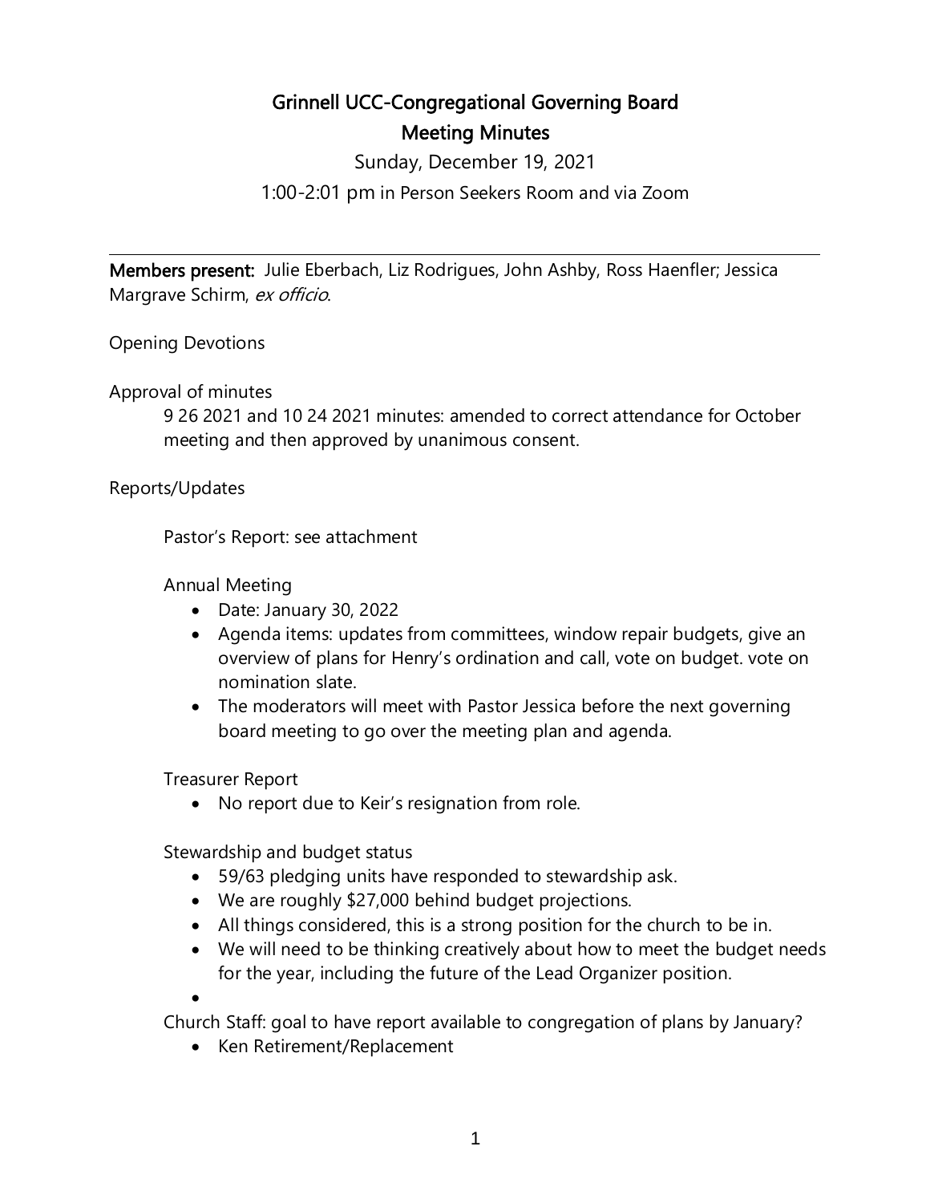# Grinnell UCC-Congregational Governing Board

## Meeting Minutes

Sunday, December 19, 2021

1:00-2:01 pm in Person Seekers Room and via Zoom

---

**Members present:** Julie Eberbach, Liz Rodrigues, John Ashby, Ross Haenfler; Jessica Margrave Schirm, *ex officio*.

Opening Devotions

Approval of minutes

9 26 2021 and 10 24 2021 minutes: amended to correct attendance for October meeting and then approved by unanimous consent.

Reports/Updates

Pastor's Report: see attachment

Annual Meeting

- Date: January 30, 2022
- Agenda items: updates from committees, window repair budgets, give an overview of plans for Henry's ordination and call, vote on budget. vote on nomination slate.
- The moderators will meet with Pastor Jessica before the next governing board meeting to go over the meeting plan and agenda.

Treasurer Report

- No report due to Keir's resignation from role.

Stewardship and budget status

- 59/63 pledging units have responded to stewardship ask.
- We are roughly $27,000 behind budget projections.
- All things considered, this is a strong position for the church to be in.
- We will need to be thinking creatively about how to meet the budget needs for the year, including the future of the Lead Organizer position.
-

Church Staff: goal to have report available to congregation of plans by January?

- Ken Retirement/Replacement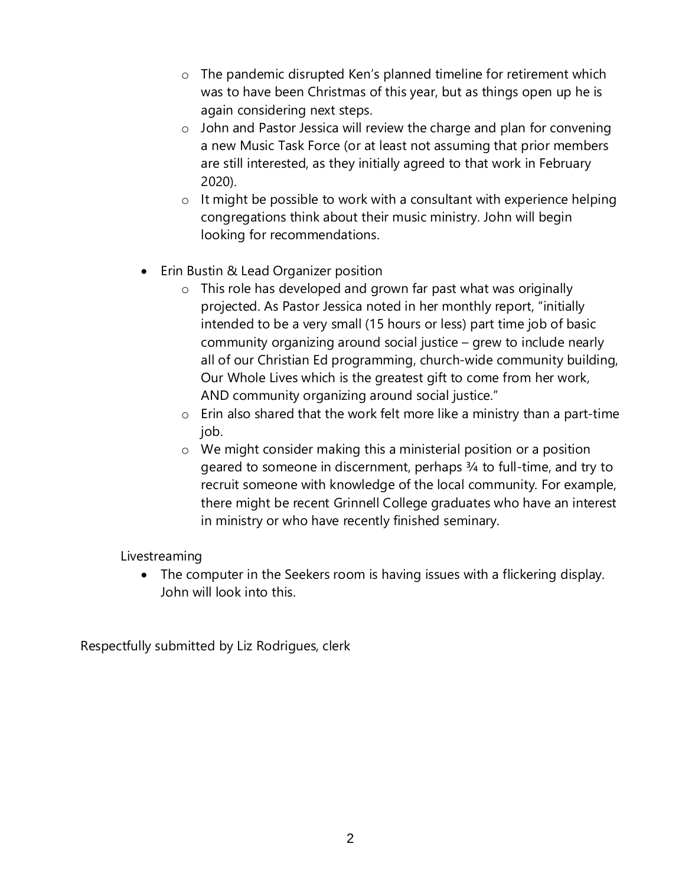- The pandemic disrupted Ken's planned timeline for retirement which was to have been Christmas of this year, but as things open up he is again considering next steps.
  - John and Pastor Jessica will review the charge and plan for convening a new Music Task Force (or at least not assuming that prior members are still interested, as they initially agreed to that work in February 2020).
  - It might be possible to work with a consultant with experience helping congregations think about their music ministry. John will begin looking for recommendations.

- Erin Bustin & Lead Organizer position
  - This role has developed and grown far past what was originally projected. As Pastor Jessica noted in her monthly report, "initially intended to be a very small (15 hours or less) part time job of basic community organizing around social justice – grew to include nearly all of our Christian Ed programming, church-wide community building, Our Whole Lives which is the greatest gift to come from her work, AND community organizing around social justice."
  - Erin also shared that the work felt more like a ministry than a part-time job.
  - We might consider making this a ministerial position or a position geared to someone in discernment, perhaps ¾ to full-time, and try to recruit someone with knowledge of the local community. For example, there might be recent Grinnell College graduates who have an interest in ministry or who have recently finished seminary.

Livestreaming

- The computer in the Seekers room is having issues with a flickering display. John will look into this.

Respectfully submitted by Liz Rodrigues, clerk